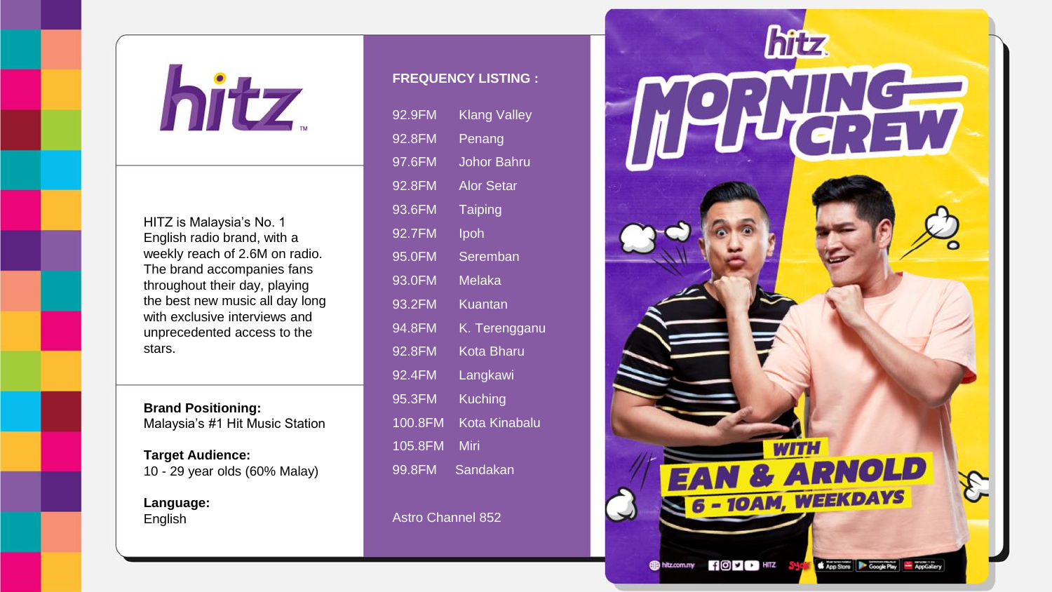# hitz

HITZ is Malaysia's No. 1 English radio brand, with a weekly reach of 2.6M on radio. The brand accompanies fans throughout their day, playing the best new music all day long with exclusive interviews and unprecedented access to the stars.

**Brand Positioning:**
Malaysia's #1 Hit Music Station

**Target Audience:**
10 - 29 year olds (60% Malay)

**Language:**
English

**FREQUENCY LISTING :**

| Frequency | Location |
| --- | --- |
| 92.9FM | Klang Valley |
| 92.8FM | Penang |
| 97.6FM | Johor Bahru |
| 92.8FM | Alor Setar |
| 93.6FM | Taiping |
| 92.7FM | Ipoh |
| 95.0FM | Seremban |
| 93.0FM | Melaka |
| 93.2FM | Kuantan |
| 94.8FM | K. Terengganu |
| 92.8FM | Kota Bharu |
| 92.4FM | Langkawi |
| 95.3FM | Kuching |
| 100.8FM | Kota Kinabalu |
| 105.8FM | Miri |
| 99.8FM | Sandakan |

Astro Channel 852

hitz MORNING CREW WITH EAN & ARNOLD 6 - 10AM, WEEKDAYS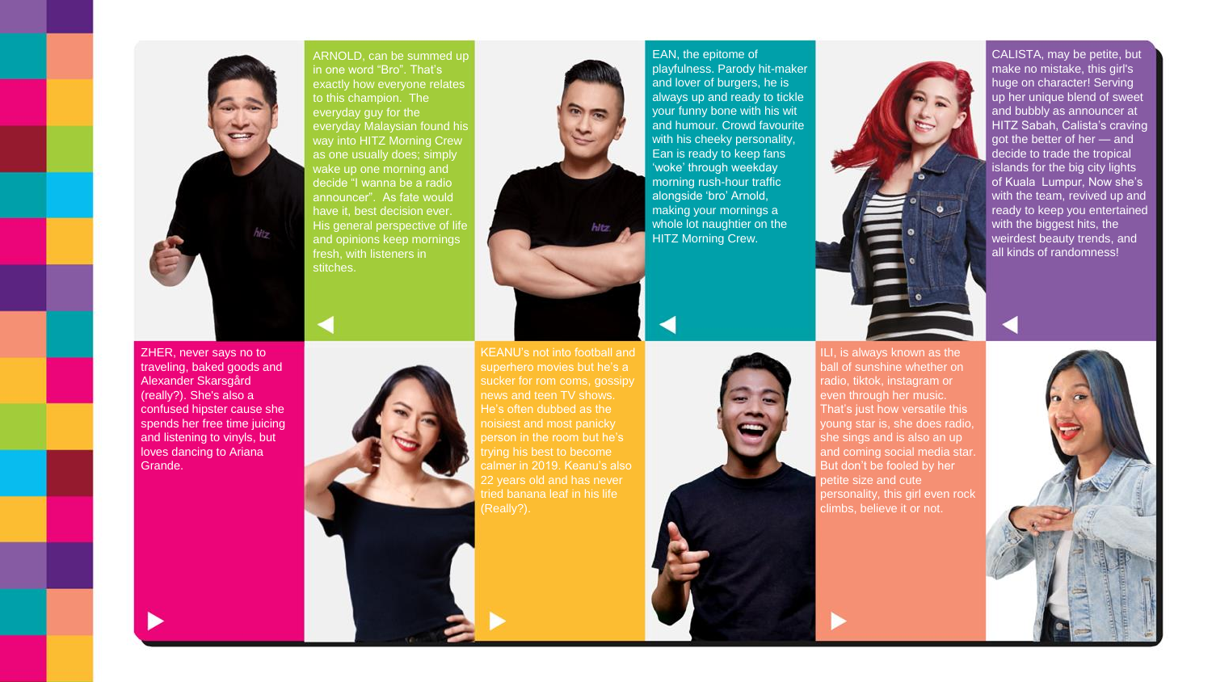ARNOLD, can be summed up in one word “Bro”. That’s exactly how everyone relates to this champion. The everyday guy for the everyday Malaysian found his way into HITZ Morning Crew as one usually does; simply wake up one morning and decide “I wanna be a radio announcer”. As fate would have it, best decision ever. His general perspective of life and opinions keep mornings fresh, with listeners in stitches.

EAN, the epitome of playfulness. Parody hit-maker and lover of burgers, he is always up and ready to tickle your funny bone with his wit and humour. Crowd favourite with his cheeky personality, Ean is ready to keep fans ‘woke’ through weekday morning rush-hour traffic alongside ‘bro’ Arnold, making your mornings a whole lot naughtier on the HITZ Morning Crew.

CALISTA, may be petite, but make no mistake, this girl's huge on character! Serving up her unique blend of sweet and bubbly as announcer at HITZ Sabah, Calista’s craving got the better of her — and decide to trade the tropical islands for the big city lights of Kuala Lumpur, Now she’s with the team, revived up and ready to keep you entertained with the biggest hits, the weirdest beauty trends, and all kinds of randomness!

ZHER, never says no to traveling, baked goods and Alexander Skarsgård (really?). She's also a confused hipster cause she spends her free time juicing and listening to vinyls, but loves dancing to Ariana Grande.

KEANU’s not into football and superhero movies but he’s a sucker for rom coms, gossipy news and teen TV shows. He’s often dubbed as the noisiest and most panicky person in the room but he’s trying his best to become calmer in 2019. Keanu’s also 22 years old and has never tried banana leaf in his life (Really?).

ILI, is always known as the ball of sunshine whether on radio, tiktok, instagram or even through her music. That’s just how versatile this young star is, she does radio, she sings and is also an up and coming social media star. But don’t be fooled by her petite size and cute personality, this girl even rock climbs, believe it or not.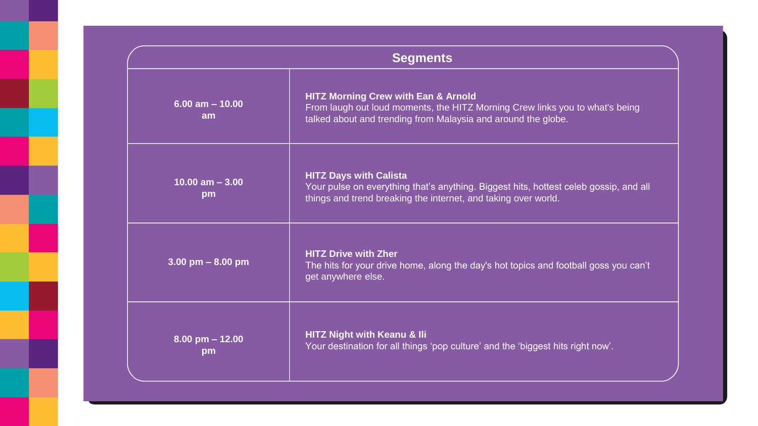| Segments | |
|---|---|
| **6.00 am – 10.00 am** | **HITZ Morning Crew with Ean & Arnold**<br>From laugh out loud moments, the HITZ Morning Crew links you to what's being talked about and trending from Malaysia and around the globe. |
| **10.00 am – 3.00 pm** | **HITZ Days with Calista**<br>Your pulse on everything that's anything. Biggest hits, hottest celeb gossip, and all things and trend breaking the internet, and taking over world. |
| **3.00 pm – 8.00 pm** | **HITZ Drive with Zher**<br>The hits for your drive home, along the day's hot topics and football goss you can't get anywhere else. |
| **8.00 pm – 12.00 pm** | **HITZ Night with Keanu & Ili**<br>Your destination for all things 'pop culture' and the 'biggest hits right now'. |